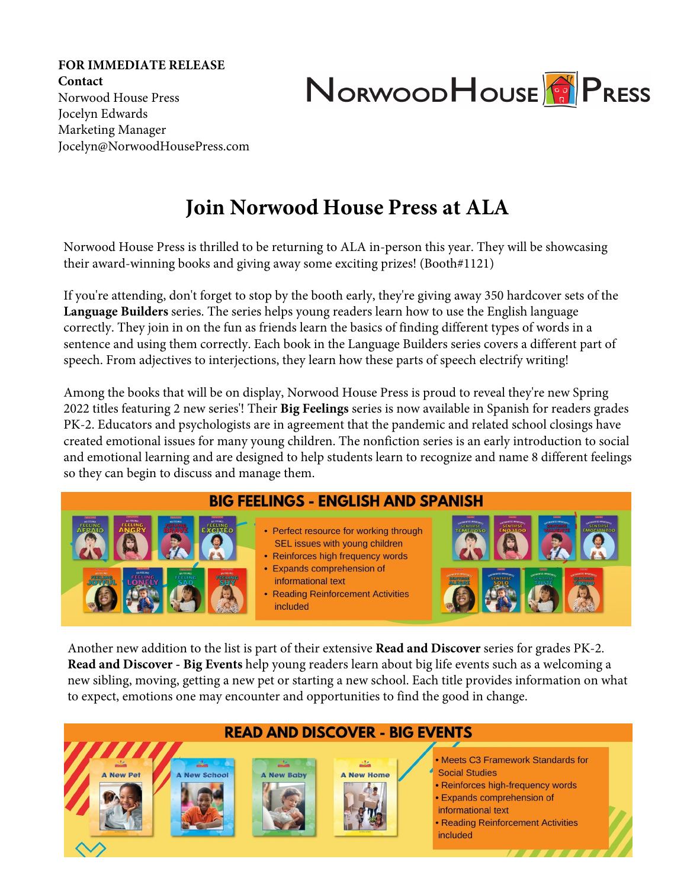**FOR IMMEDIATE RELEASE**
**Contact**
Norwood House Press
Jocelyn Edwards
Marketing Manager
Jocelyn@NorwoodHousePress.com

# Join Norwood House Press at ALA

Norwood House Press is thrilled to be returning to ALA in-person this year. They will be showcasing their award-winning books and giving away some exciting prizes! (Booth#1121)

If you're attending, don't forget to stop by the booth early, they're giving away 350 hardcover sets of the **Language Builders** series. The series helps young readers learn how to use the English language correctly. They join in on the fun as friends learn the basics of finding different types of words in a sentence and using them correctly. Each book in the Language Builders series covers a different part of speech. From adjectives to interjections, they learn how these parts of speech electrify writing!

Among the books that will be on display, Norwood House Press is proud to reveal they're new Spring 2022 titles featuring 2 new series'! Their **Big Feelings** series is now available in Spanish for readers grades PK-2. Educators and psychologists are in agreement that the pandemic and related school closings have created emotional issues for many young children. The nonfiction series is an early introduction to social and emotional learning and are designed to help students learn to recognize and name 8 different feelings so they can begin to discuss and manage them.

**BIG FEELINGS - ENGLISH AND SPANISH**

- Perfect resource for working through SEL issues with young children
- Reinforces high frequency words
- Expands comprehension of informational text
- Reading Reinforcement Activities included

Another new addition to the list is part of their extensive **Read and Discover** series for grades PK-2. **Read and Discover** - **Big Events** help young readers learn about big life events such as a welcoming a new sibling, moving, getting a new pet or starting a new school. Each title provides information on what to expect, emotions one may encounter and opportunities to find the good in change.

**READ AND DISCOVER - BIG EVENTS**

- Meets C3 Framework Standards for Social Studies
- Reinforces high-frequency words
- Expands comprehension of informational text
- Reading Reinforcement Activities included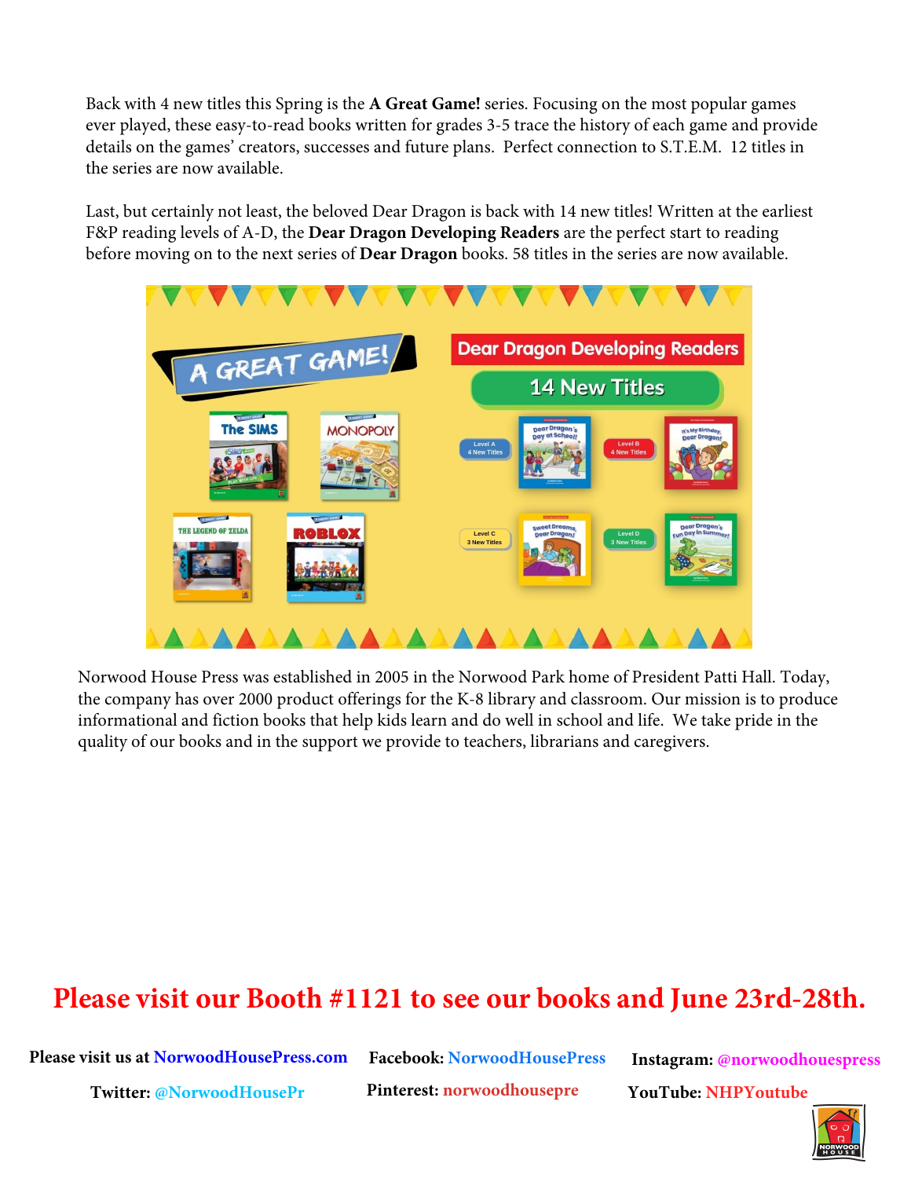Back with 4 new titles this Spring is the **A Great Game!** series. Focusing on the most popular games ever played, these easy-to-read books written for grades 3-5 trace the history of each game and provide details on the games' creators, successes and future plans. Perfect connection to S.T.E.M. 12 titles in the series are now available.

Last, but certainly not least, the beloved Dear Dragon is back with 14 new titles! Written at the earliest F&P reading levels of A-D, the **Dear Dragon Developing Readers** are the perfect start to reading before moving on to the next series of **Dear Dragon** books. 58 titles in the series are now available.

Norwood House Press was established in 2005 in the Norwood Park home of President Patti Hall. Today, the company has over 2000 product offerings for the K-8 library and classroom. Our mission is to produce informational and fiction books that help kids learn and do well in school and life. We take pride in the quality of our books and in the support we provide to teachers, librarians and caregivers.

**Please visit our Booth #1121 to see our books and June 23rd-28th.**

**Please visit us at** NorwoodHousePress.com **Facebook:** NorwoodHousePress **Instagram:** @norwoodhouespress

**Twitter:** @NorwoodHousePr **Pinterest:** norwoodhousepre **YouTube:** NHPYoutube